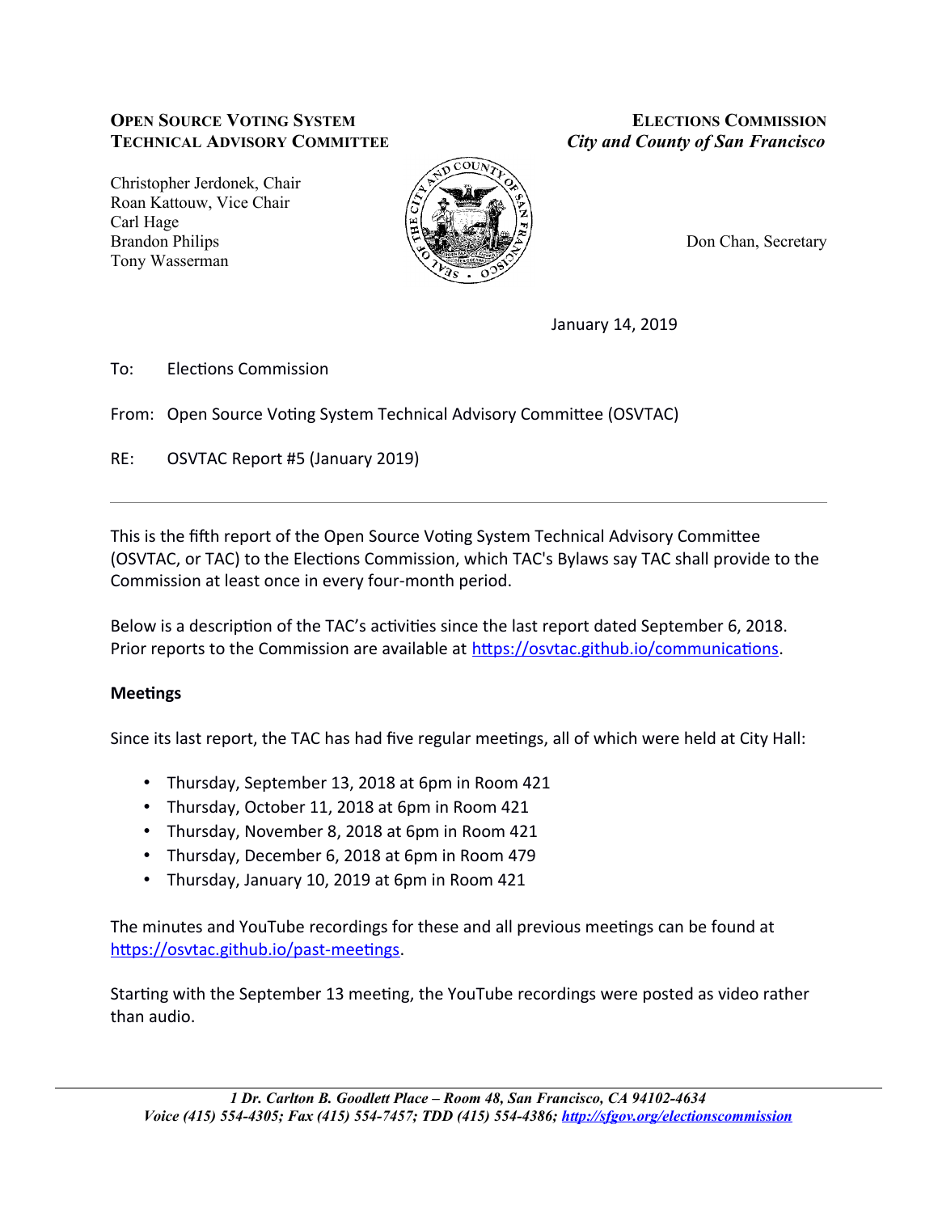**OPEN SOURCE VOTING SYSTEM TECHNICAL ADVISORY COMMITTEE**

Christopher Jerdonek, Chair
Roan Kattouw, Vice Chair
Carl Hage
Brandon Philips
Tony Wasserman

**ELECTIONS COMMISSION**
***City and County of San Francisco***

Don Chan, Secretary

January 14, 2019

To: Elections Commission

From: Open Source Voting System Technical Advisory Committee (OSVTAC)

RE: OSVTAC Report #5 (January 2019)

---

This is the fifth report of the Open Source Voting System Technical Advisory Committee (OSVTAC, or TAC) to the Elections Commission, which TAC's Bylaws say TAC shall provide to the Commission at least once in every four-month period.

Below is a description of the TAC's activities since the last report dated September 6, 2018. Prior reports to the Commission are available at https://osvtac.github.io/communications.

**Meetings**

Since its last report, the TAC has had five regular meetings, all of which were held at City Hall:

- Thursday, September 13, 2018 at 6pm in Room 421
- Thursday, October 11, 2018 at 6pm in Room 421
- Thursday, November 8, 2018 at 6pm in Room 421
- Thursday, December 6, 2018 at 6pm in Room 479
- Thursday, January 10, 2019 at 6pm in Room 421

The minutes and YouTube recordings for these and all previous meetings can be found at https://osvtac.github.io/past-meetings.

Starting with the September 13 meeting, the YouTube recordings were posted as video rather than audio.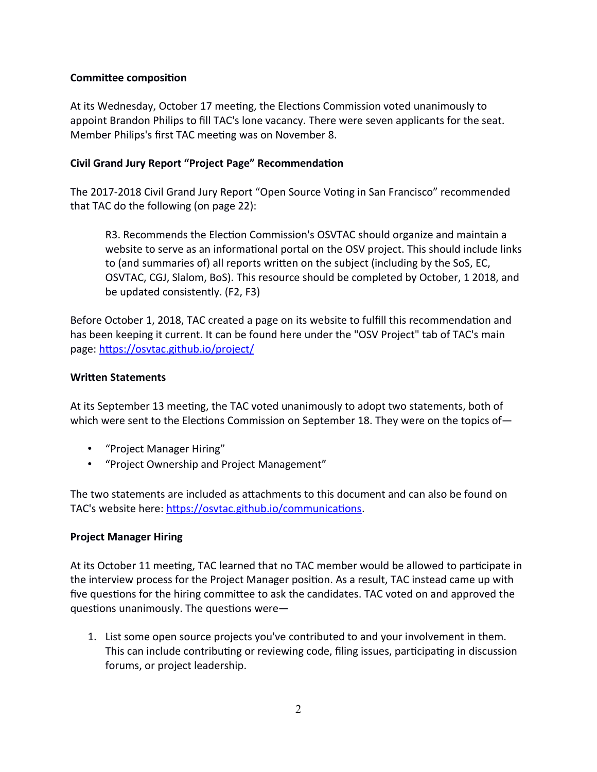**Committee composition**

At its Wednesday, October 17 meeting, the Elections Commission voted unanimously to appoint Brandon Philips to fill TAC's lone vacancy. There were seven applicants for the seat. Member Philips's first TAC meeting was on November 8.

**Civil Grand Jury Report "Project Page" Recommendation**

The 2017-2018 Civil Grand Jury Report "Open Source Voting in San Francisco" recommended that TAC do the following (on page 22):

> R3. Recommends the Election Commission's OSVTAC should organize and maintain a website to serve as an informational portal on the OSV project. This should include links to (and summaries of) all reports written on the subject (including by the SoS, EC, OSVTAC, CGJ, Slalom, BoS). This resource should be completed by October, 1 2018, and be updated consistently. (F2, F3)

Before October 1, 2018, TAC created a page on its website to fulfill this recommendation and has been keeping it current. It can be found here under the "OSV Project" tab of TAC's main page: https://osvtac.github.io/project/

**Written Statements**

At its September 13 meeting, the TAC voted unanimously to adopt two statements, both of which were sent to the Elections Commission on September 18. They were on the topics of—

- "Project Manager Hiring"
- "Project Ownership and Project Management"

The two statements are included as attachments to this document and can also be found on TAC's website here: https://osvtac.github.io/communications.

**Project Manager Hiring**

At its October 11 meeting, TAC learned that no TAC member would be allowed to participate in the interview process for the Project Manager position. As a result, TAC instead came up with five questions for the hiring committee to ask the candidates. TAC voted on and approved the questions unanimously. The questions were—

1. List some open source projects you've contributed to and your involvement in them. This can include contributing or reviewing code, filing issues, participating in discussion forums, or project leadership.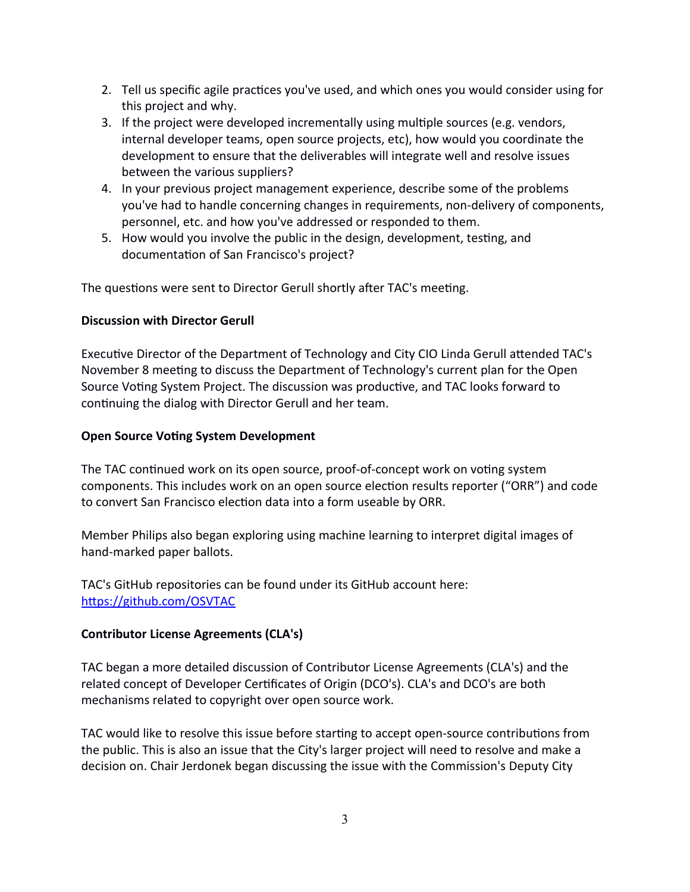2. Tell us specific agile practices you've used, and which ones you would consider using for this project and why.
3. If the project were developed incrementally using multiple sources (e.g. vendors, internal developer teams, open source projects, etc), how would you coordinate the development to ensure that the deliverables will integrate well and resolve issues between the various suppliers?
4. In your previous project management experience, describe some of the problems you've had to handle concerning changes in requirements, non-delivery of components, personnel, etc. and how you've addressed or responded to them.
5. How would you involve the public in the design, development, testing, and documentation of San Francisco's project?

The questions were sent to Director Gerull shortly after TAC's meeting.

**Discussion with Director Gerull**

Executive Director of the Department of Technology and City CIO Linda Gerull attended TAC's November 8 meeting to discuss the Department of Technology's current plan for the Open Source Voting System Project. The discussion was productive, and TAC looks forward to continuing the dialog with Director Gerull and her team.

**Open Source Voting System Development**

The TAC continued work on its open source, proof-of-concept work on voting system components. This includes work on an open source election results reporter ("ORR") and code to convert San Francisco election data into a form useable by ORR.

Member Philips also began exploring using machine learning to interpret digital images of hand-marked paper ballots.

TAC's GitHub repositories can be found under its GitHub account here: [https://github.com/OSVTAC](https://github.com/OSVTAC)

**Contributor License Agreements (CLA's)**

TAC began a more detailed discussion of Contributor License Agreements (CLA's) and the related concept of Developer Certificates of Origin (DCO's). CLA's and DCO's are both mechanisms related to copyright over open source work.

TAC would like to resolve this issue before starting to accept open-source contributions from the public. This is also an issue that the City's larger project will need to resolve and make a decision on. Chair Jerdonek began discussing the issue with the Commission's Deputy City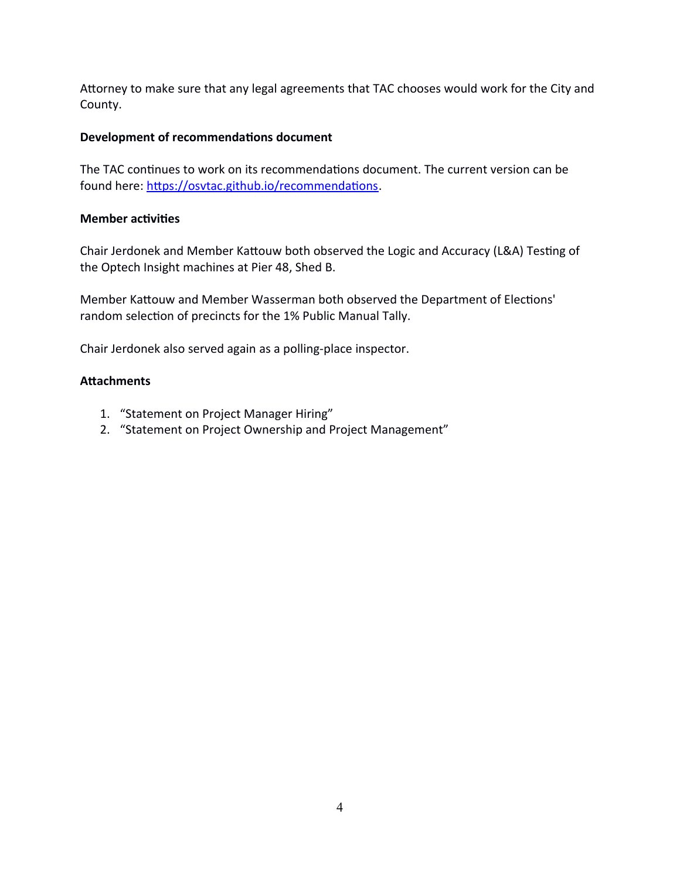Attorney to make sure that any legal agreements that TAC chooses would work for the City and County.

**Development of recommendations document**

The TAC continues to work on its recommendations document. The current version can be found here: [https://osvtac.github.io/recommendations](https://osvtac.github.io/recommendations).

**Member activities**

Chair Jerdonek and Member Kattouw both observed the Logic and Accuracy (L&A) Testing of the Optech Insight machines at Pier 48, Shed B.

Member Kattouw and Member Wasserman both observed the Department of Elections' random selection of precincts for the 1% Public Manual Tally.

Chair Jerdonek also served again as a polling-place inspector.

**Attachments**

1. "Statement on Project Manager Hiring"
2. "Statement on Project Ownership and Project Management"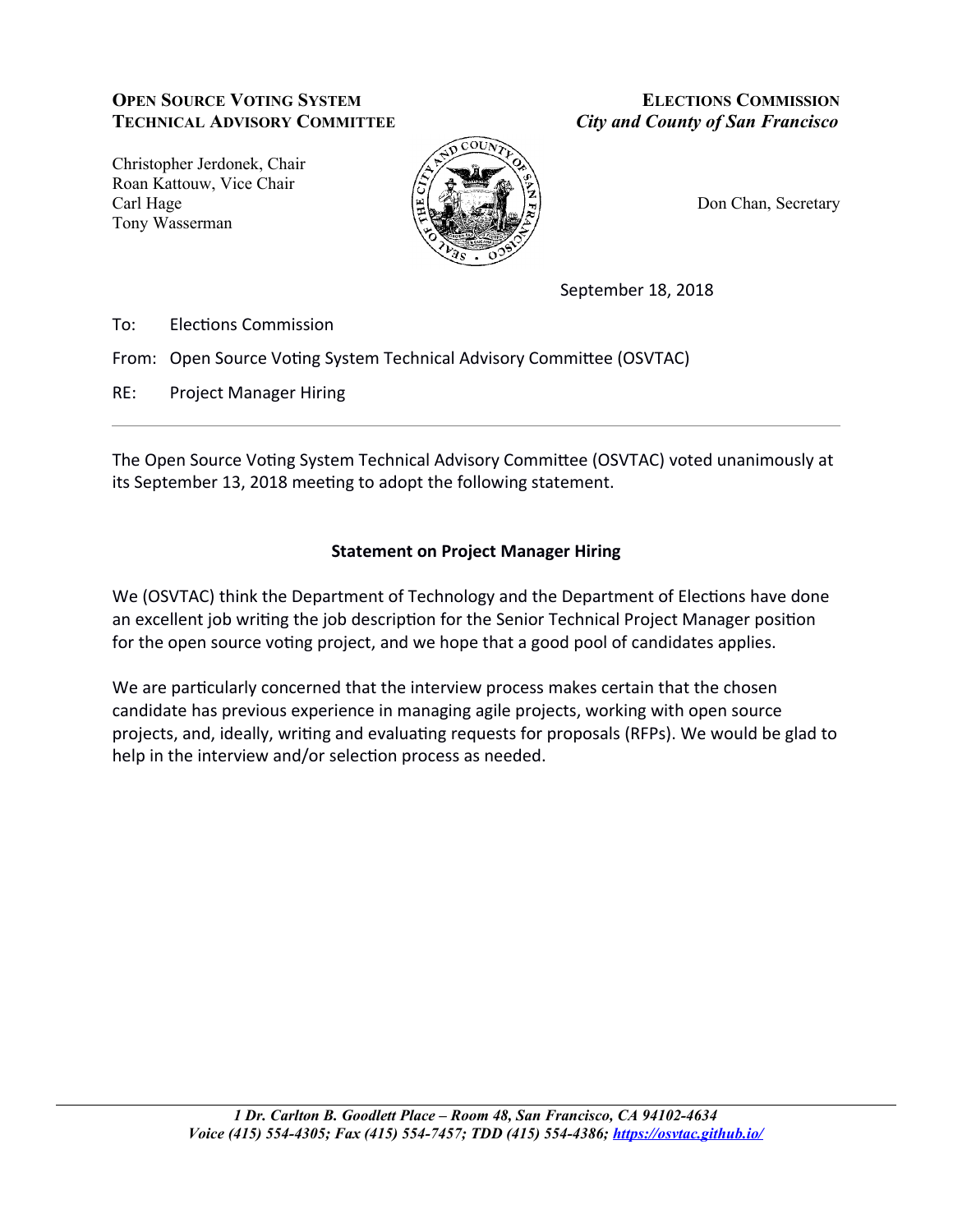**OPEN SOURCE VOTING SYSTEM TECHNICAL ADVISORY COMMITTEE**

Christopher Jerdonek, Chair
Roan Kattouw, Vice Chair
Carl Hage
Tony Wasserman

**ELECTIONS COMMISSION**
***City and County of San Francisco***

Don Chan, Secretary

September 18, 2018

To: Elections Commission

From: Open Source Voting System Technical Advisory Committee (OSVTAC)

RE: Project Manager Hiring

---

The Open Source Voting System Technical Advisory Committee (OSVTAC) voted unanimously at its September 13, 2018 meeting to adopt the following statement.

**Statement on Project Manager Hiring**

We (OSVTAC) think the Department of Technology and the Department of Elections have done an excellent job writing the job description for the Senior Technical Project Manager position for the open source voting project, and we hope that a good pool of candidates applies.

We are particularly concerned that the interview process makes certain that the chosen candidate has previous experience in managing agile projects, working with open source projects, and, ideally, writing and evaluating requests for proposals (RFPs). We would be glad to help in the interview and/or selection process as needed.

---

***1 Dr. Carlton B. Goodlett Place – Room 48, San Francisco, CA 94102-4634***
***Voice (415) 554-4305; Fax (415) 554-7457; TDD (415) 554-4386; https://osvtac.github.io/***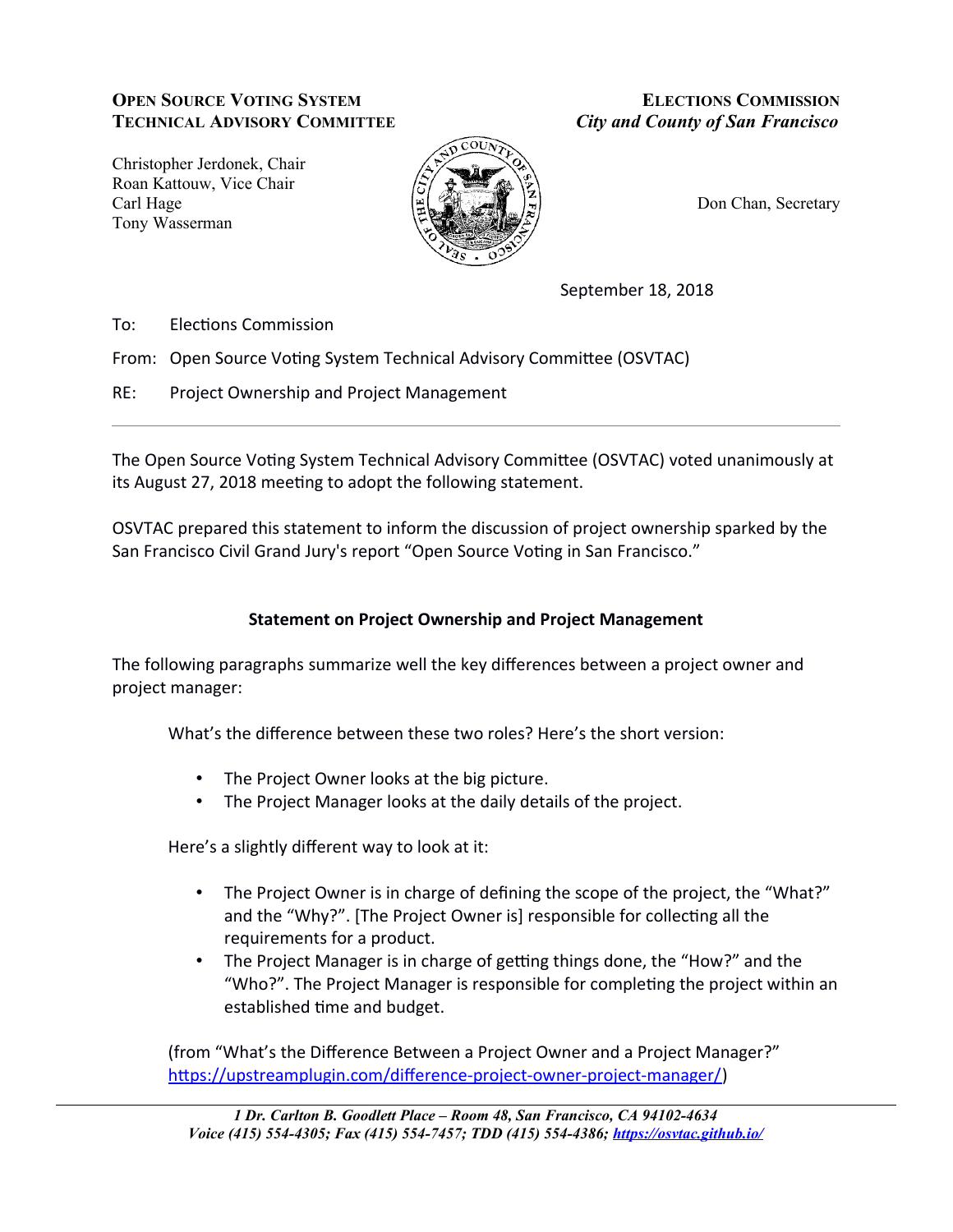**Open Source Voting System Technical Advisory Committee**

Christopher Jerdonek, Chair
Roan Kattouw, Vice Chair
Carl Hage
Tony Wasserman

**Elections Commission**
*City and County of San Francisco*

Don Chan, Secretary

September 18, 2018

To: Elections Commission

From: Open Source Voting System Technical Advisory Committee (OSVTAC)

RE: Project Ownership and Project Management

---

The Open Source Voting System Technical Advisory Committee (OSVTAC) voted unanimously at its August 27, 2018 meeting to adopt the following statement.

OSVTAC prepared this statement to inform the discussion of project ownership sparked by the San Francisco Civil Grand Jury's report "Open Source Voting in San Francisco."

## Statement on Project Ownership and Project Management

The following paragraphs summarize well the key differences between a project owner and project manager:

> What's the difference between these two roles? Here's the short version:
>
> - The Project Owner looks at the big picture.
> - The Project Manager looks at the daily details of the project.
>
> Here's a slightly different way to look at it:
>
> - The Project Owner is in charge of defining the scope of the project, the "What?" and the "Why?". [The Project Owner is] responsible for collecting all the requirements for a product.
> - The Project Manager is in charge of getting things done, the "How?" and the "Who?". The Project Manager is responsible for completing the project within an established time and budget.
>
> (from "What's the Difference Between a Project Owner and a Project Manager?" https://upstreamplugin.com/difference-project-owner-project-manager/)

*1 Dr. Carlton B. Goodlett Place – Room 48, San Francisco, CA 94102-4634*
*Voice (415) 554-4305; Fax (415) 554-7457; TDD (415) 554-4386; https://osvtac.github.io/*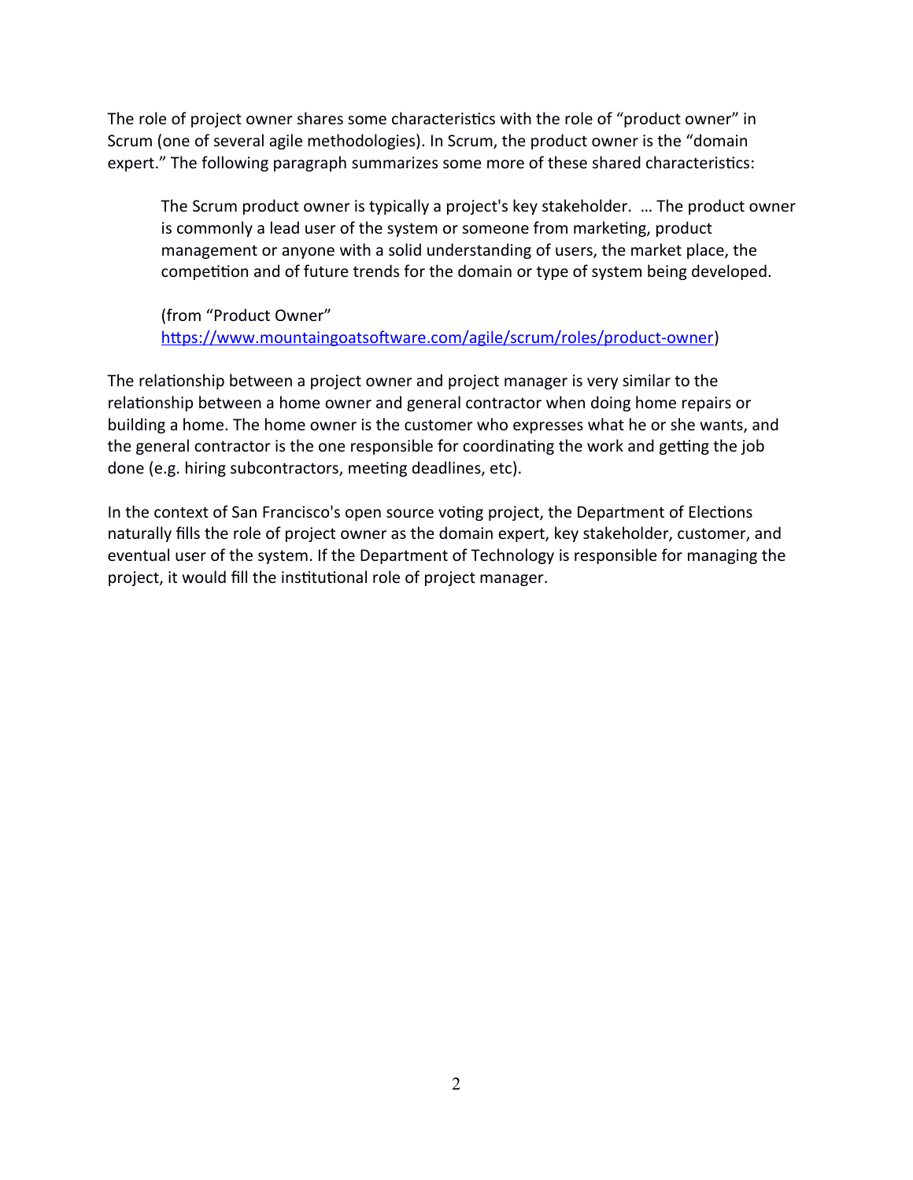The role of project owner shares some characteristics with the role of "product owner" in Scrum (one of several agile methodologies). In Scrum, the product owner is the "domain expert." The following paragraph summarizes some more of these shared characteristics:

> The Scrum product owner is typically a project's key stakeholder. … The product owner is commonly a lead user of the system or someone from marketing, product management or anyone with a solid understanding of users, the market place, the competition and of future trends for the domain or type of system being developed.
>
> (from "Product Owner" https://www.mountaingoatsoftware.com/agile/scrum/roles/product-owner)

The relationship between a project owner and project manager is very similar to the relationship between a home owner and general contractor when doing home repairs or building a home. The home owner is the customer who expresses what he or she wants, and the general contractor is the one responsible for coordinating the work and getting the job done (e.g. hiring subcontractors, meeting deadlines, etc).

In the context of San Francisco's open source voting project, the Department of Elections naturally fills the role of project owner as the domain expert, key stakeholder, customer, and eventual user of the system. If the Department of Technology is responsible for managing the project, it would fill the institutional role of project manager.